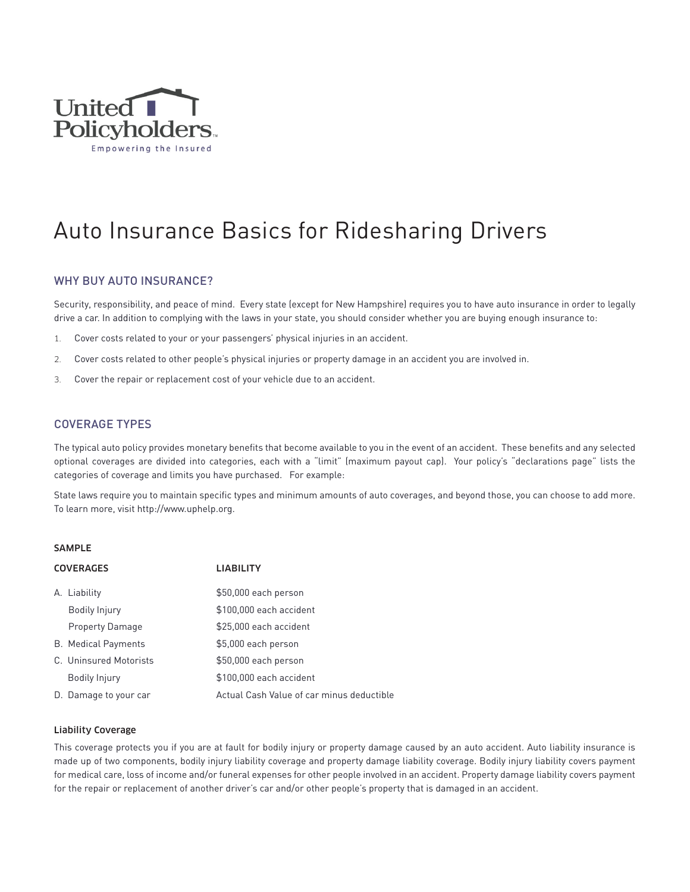United Policyholders
Empowering the Insured

# Auto Insurance Basics for Ridesharing Drivers

## WHY BUY AUTO INSURANCE?

Security, responsibility, and peace of mind. Every state (except for New Hampshire) requires you to have auto insurance in order to legally drive a car. In addition to complying with the laws in your state, you should consider whether you are buying enough insurance to:

1. Cover costs related to your or your passengers' physical injuries in an accident.
2. Cover costs related to other people's physical injuries or property damage in an accident you are involved in.
3. Cover the repair or replacement cost of your vehicle due to an accident.

## COVERAGE TYPES

The typical auto policy provides monetary benefits that become available to you in the event of an accident. These benefits and any selected optional coverages are divided into categories, each with a "limit" (maximum payout cap). Your policy's "declarations page" lists the categories of coverage and limits you have purchased. For example:

State laws require you to maintain specific types and minimum amounts of auto coverages, and beyond those, you can choose to add more. To learn more, visit http://www.uphelp.org.

**SAMPLE**

| COVERAGES | LIABILITY |
|---|---|
| A. Liability | $50,000 each person |
| Bodily Injury | $100,000 each accident |
| Property Damage | $25,000 each accident |
| B. Medical Payments | $5,000 each person |
| C. Uninsured Motorists | $50,000 each person |
| Bodily Injury | $100,000 each accident |
| D. Damage to your car | Actual Cash Value of car minus deductible |

### Liability Coverage

This coverage protects you if you are at fault for bodily injury or property damage caused by an auto accident. Auto liability insurance is made up of two components, bodily injury liability coverage and property damage liability coverage. Bodily injury liability covers payment for medical care, loss of income and/or funeral expenses for other people involved in an accident. Property damage liability covers payment for the repair or replacement of another driver's car and/or other people's property that is damaged in an accident.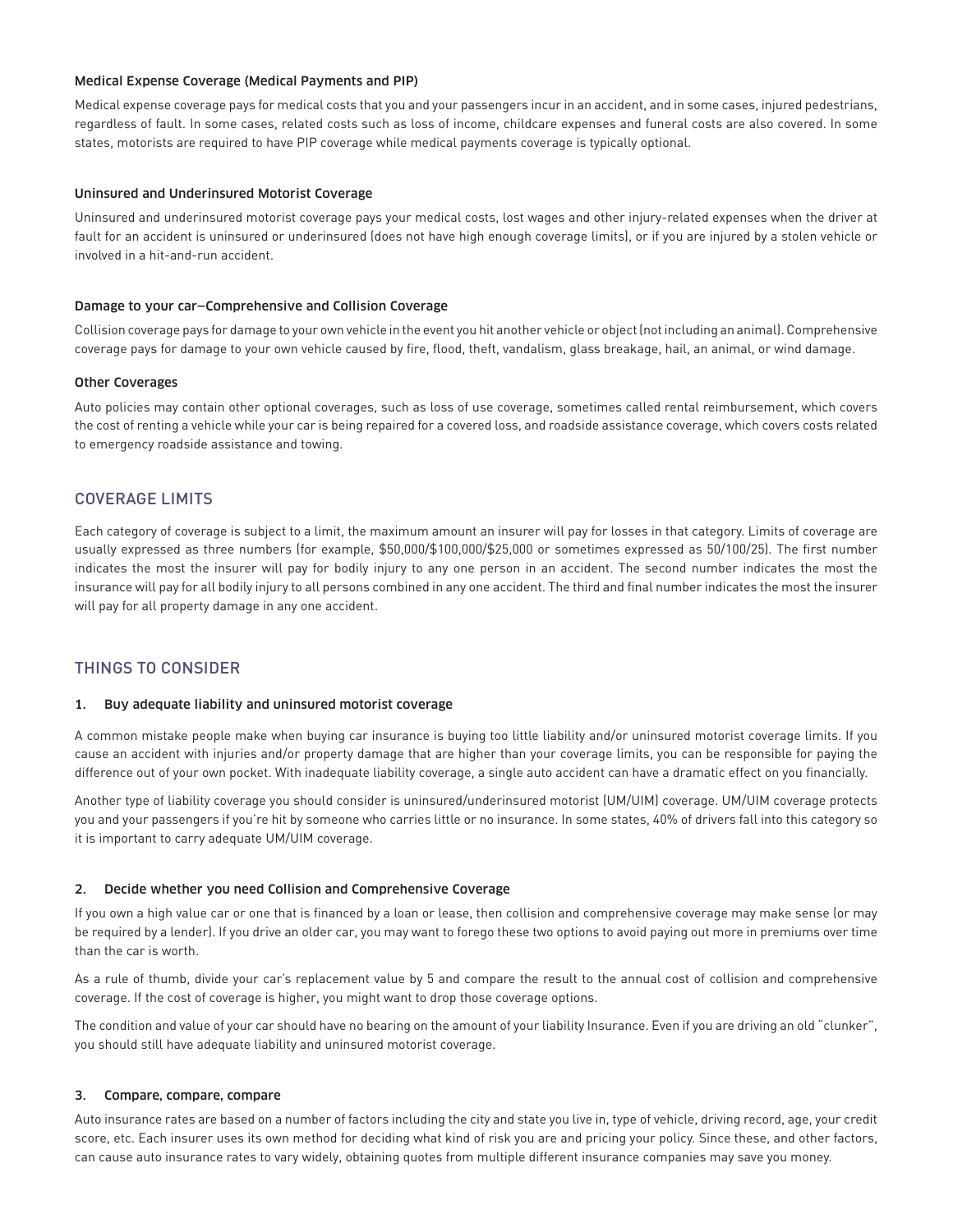### Medical Expense Coverage (Medical Payments and PIP)

Medical expense coverage pays for medical costs that you and your passengers incur in an accident, and in some cases, injured pedestrians, regardless of fault. In some cases, related costs such as loss of income, childcare expenses and funeral costs are also covered. In some states, motorists are required to have PIP coverage while medical payments coverage is typically optional.

### Uninsured and Underinsured Motorist Coverage

Uninsured and underinsured motorist coverage pays your medical costs, lost wages and other injury-related expenses when the driver at fault for an accident is uninsured or underinsured (does not have high enough coverage limits), or if you are injured by a stolen vehicle or involved in a hit-and-run accident.

### Damage to your car—Comprehensive and Collision Coverage

Collision coverage pays for damage to your own vehicle in the event you hit another vehicle or object (not including an animal). Comprehensive coverage pays for damage to your own vehicle caused by fire, flood, theft, vandalism, glass breakage, hail, an animal, or wind damage.

### Other Coverages

Auto policies may contain other optional coverages, such as loss of use coverage, sometimes called rental reimbursement, which covers the cost of renting a vehicle while your car is being repaired for a covered loss, and roadside assistance coverage, which covers costs related to emergency roadside assistance and towing.

## COVERAGE LIMITS

Each category of coverage is subject to a limit, the maximum amount an insurer will pay for losses in that category. Limits of coverage are usually expressed as three numbers (for example, $50,000/$100,000/$25,000 or sometimes expressed as 50/100/25). The first number indicates the most the insurer will pay for bodily injury to any one person in an accident. The second number indicates the most the insurance will pay for all bodily injury to all persons combined in any one accident. The third and final number indicates the most the insurer will pay for all property damage in any one accident.

## THINGS TO CONSIDER

### 1. Buy adequate liability and uninsured motorist coverage

A common mistake people make when buying car insurance is buying too little liability and/or uninsured motorist coverage limits. If you cause an accident with injuries and/or property damage that are higher than your coverage limits, you can be responsible for paying the difference out of your own pocket. With inadequate liability coverage, a single auto accident can have a dramatic effect on you financially.

Another type of liability coverage you should consider is uninsured/underinsured motorist (UM/UIM) coverage. UM/UIM coverage protects you and your passengers if you're hit by someone who carries little or no insurance. In some states, 40% of drivers fall into this category so it is important to carry adequate UM/UIM coverage.

### 2. Decide whether you need Collision and Comprehensive Coverage

If you own a high value car or one that is financed by a loan or lease, then collision and comprehensive coverage may make sense (or may be required by a lender). If you drive an older car, you may want to forego these two options to avoid paying out more in premiums over time than the car is worth.

As a rule of thumb, divide your car's replacement value by 5 and compare the result to the annual cost of collision and comprehensive coverage. If the cost of coverage is higher, you might want to drop those coverage options.

The condition and value of your car should have no bearing on the amount of your liability Insurance. Even if you are driving an old "clunker", you should still have adequate liability and uninsured motorist coverage.

### 3. Compare, compare, compare

Auto insurance rates are based on a number of factors including the city and state you live in, type of vehicle, driving record, age, your credit score, etc. Each insurer uses its own method for deciding what kind of risk you are and pricing your policy. Since these, and other factors, can cause auto insurance rates to vary widely, obtaining quotes from multiple different insurance companies may save you money.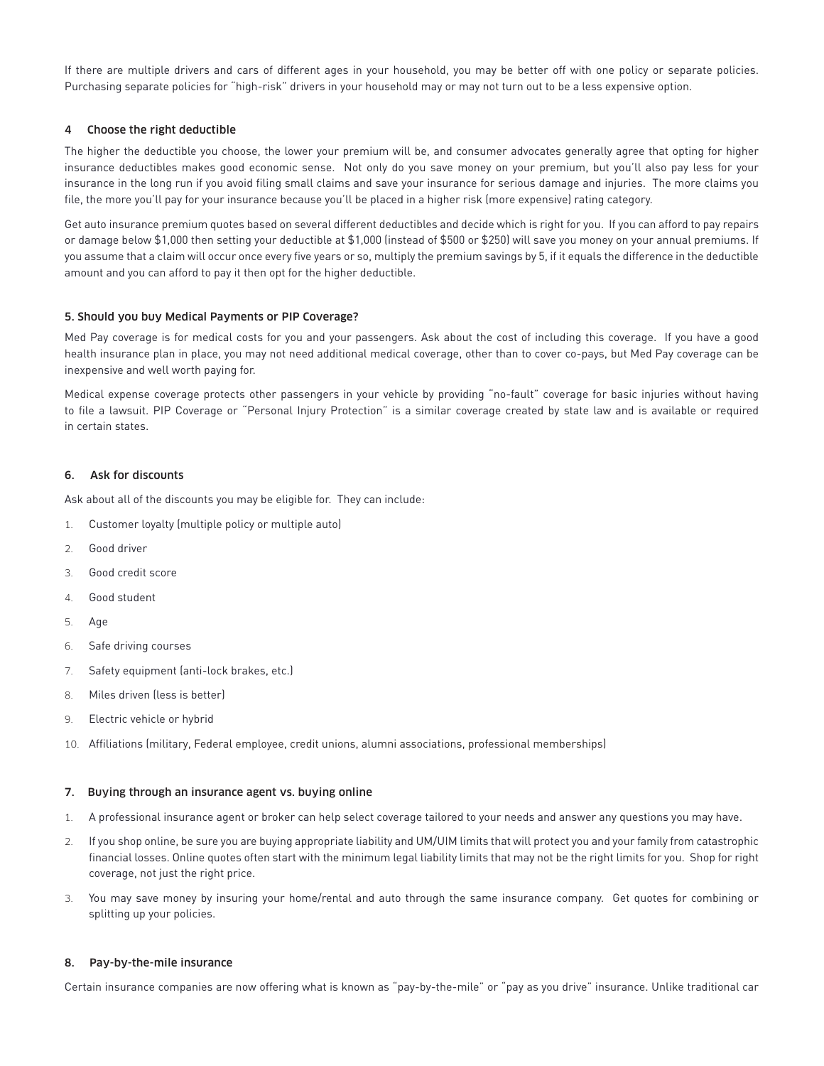If there are multiple drivers and cars of different ages in your household, you may be better off with one policy or separate policies. Purchasing separate policies for "high-risk" drivers in your household may or may not turn out to be a less expensive option.

### 4 Choose the right deductible

The higher the deductible you choose, the lower your premium will be, and consumer advocates generally agree that opting for higher insurance deductibles makes good economic sense. Not only do you save money on your premium, but you'll also pay less for your insurance in the long run if you avoid filing small claims and save your insurance for serious damage and injuries. The more claims you file, the more you'll pay for your insurance because you'll be placed in a higher risk (more expensive) rating category.

Get auto insurance premium quotes based on several different deductibles and decide which is right for you. If you can afford to pay repairs or damage below $1,000 then setting your deductible at $1,000 (instead of $500 or $250) will save you money on your annual premiums. If you assume that a claim will occur once every five years or so, multiply the premium savings by 5, if it equals the difference in the deductible amount and you can afford to pay it then opt for the higher deductible.

### 5. Should you buy Medical Payments or PIP Coverage?

Med Pay coverage is for medical costs for you and your passengers. Ask about the cost of including this coverage. If you have a good health insurance plan in place, you may not need additional medical coverage, other than to cover co-pays, but Med Pay coverage can be inexpensive and well worth paying for.

Medical expense coverage protects other passengers in your vehicle by providing "no-fault" coverage for basic injuries without having to file a lawsuit. PIP Coverage or "Personal Injury Protection" is a similar coverage created by state law and is available or required in certain states.

### 6. Ask for discounts

Ask about all of the discounts you may be eligible for. They can include:

1. Customer loyalty (multiple policy or multiple auto)
2. Good driver
3. Good credit score
4. Good student
5. Age
6. Safe driving courses
7. Safety equipment (anti-lock brakes, etc.)
8. Miles driven (less is better)
9. Electric vehicle or hybrid
10. Affiliations (military, Federal employee, credit unions, alumni associations, professional memberships)

### 7. Buying through an insurance agent vs. buying online

1. A professional insurance agent or broker can help select coverage tailored to your needs and answer any questions you may have.
2. If you shop online, be sure you are buying appropriate liability and UM/UIM limits that will protect you and your family from catastrophic financial losses. Online quotes often start with the minimum legal liability limits that may not be the right limits for you. Shop for right coverage, not just the right price.
3. You may save money by insuring your home/rental and auto through the same insurance company. Get quotes for combining or splitting up your policies.

### 8. Pay-by-the-mile insurance

Certain insurance companies are now offering what is known as "pay-by-the-mile" or "pay as you drive" insurance. Unlike traditional car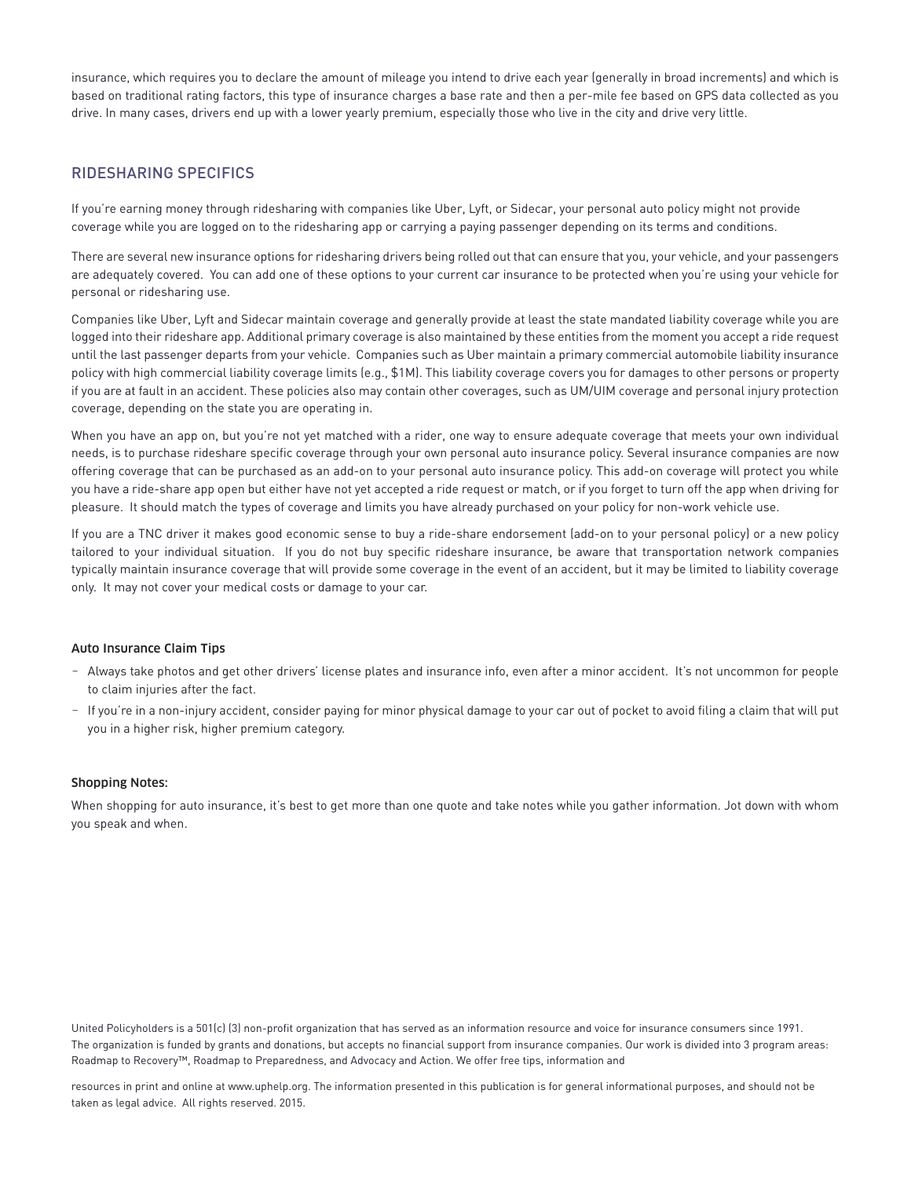insurance, which requires you to declare the amount of mileage you intend to drive each year (generally in broad increments) and which is based on traditional rating factors, this type of insurance charges a base rate and then a per-mile fee based on GPS data collected as you drive. In many cases, drivers end up with a lower yearly premium, especially those who live in the city and drive very little.

## RIDESHARING SPECIFICS

If you're earning money through ridesharing with companies like Uber, Lyft, or Sidecar, your personal auto policy might not provide coverage while you are logged on to the ridesharing app or carrying a paying passenger depending on its terms and conditions.

There are several new insurance options for ridesharing drivers being rolled out that can ensure that you, your vehicle, and your passengers are adequately covered. You can add one of these options to your current car insurance to be protected when you're using your vehicle for personal or ridesharing use.

Companies like Uber, Lyft and Sidecar maintain coverage and generally provide at least the state mandated liability coverage while you are logged into their rideshare app. Additional primary coverage is also maintained by these entities from the moment you accept a ride request until the last passenger departs from your vehicle. Companies such as Uber maintain a primary commercial automobile liability insurance policy with high commercial liability coverage limits (e.g., $1M). This liability coverage covers you for damages to other persons or property if you are at fault in an accident. These policies also may contain other coverages, such as UM/UIM coverage and personal injury protection coverage, depending on the state you are operating in.

When you have an app on, but you're not yet matched with a rider, one way to ensure adequate coverage that meets your own individual needs, is to purchase rideshare specific coverage through your own personal auto insurance policy. Several insurance companies are now offering coverage that can be purchased as an add-on to your personal auto insurance policy. This add-on coverage will protect you while you have a ride-share app open but either have not yet accepted a ride request or match, or if you forget to turn off the app when driving for pleasure. It should match the types of coverage and limits you have already purchased on your policy for non-work vehicle use.

If you are a TNC driver it makes good economic sense to buy a ride-share endorsement (add-on to your personal policy) or a new policy tailored to your individual situation. If you do not buy specific rideshare insurance, be aware that transportation network companies typically maintain insurance coverage that will provide some coverage in the event of an accident, but it may be limited to liability coverage only. It may not cover your medical costs or damage to your car.

### Auto Insurance Claim Tips

- Always take photos and get other drivers' license plates and insurance info, even after a minor accident. It's not uncommon for people to claim injuries after the fact.
- If you're in a non-injury accident, consider paying for minor physical damage to your car out of pocket to avoid filing a claim that will put you in a higher risk, higher premium category.

### Shopping Notes:

When shopping for auto insurance, it's best to get more than one quote and take notes while you gather information. Jot down with whom you speak and when.

United Policyholders is a 501(c) (3) non-profit organization that has served as an information resource and voice for insurance consumers since 1991. The organization is funded by grants and donations, but accepts no financial support from insurance companies. Our work is divided into 3 program areas: Roadmap to Recovery™, Roadmap to Preparedness, and Advocacy and Action. We offer free tips, information and

resources in print and online at www.uphelp.org. The information presented in this publication is for general informational purposes, and should not be taken as legal advice. All rights reserved. 2015.